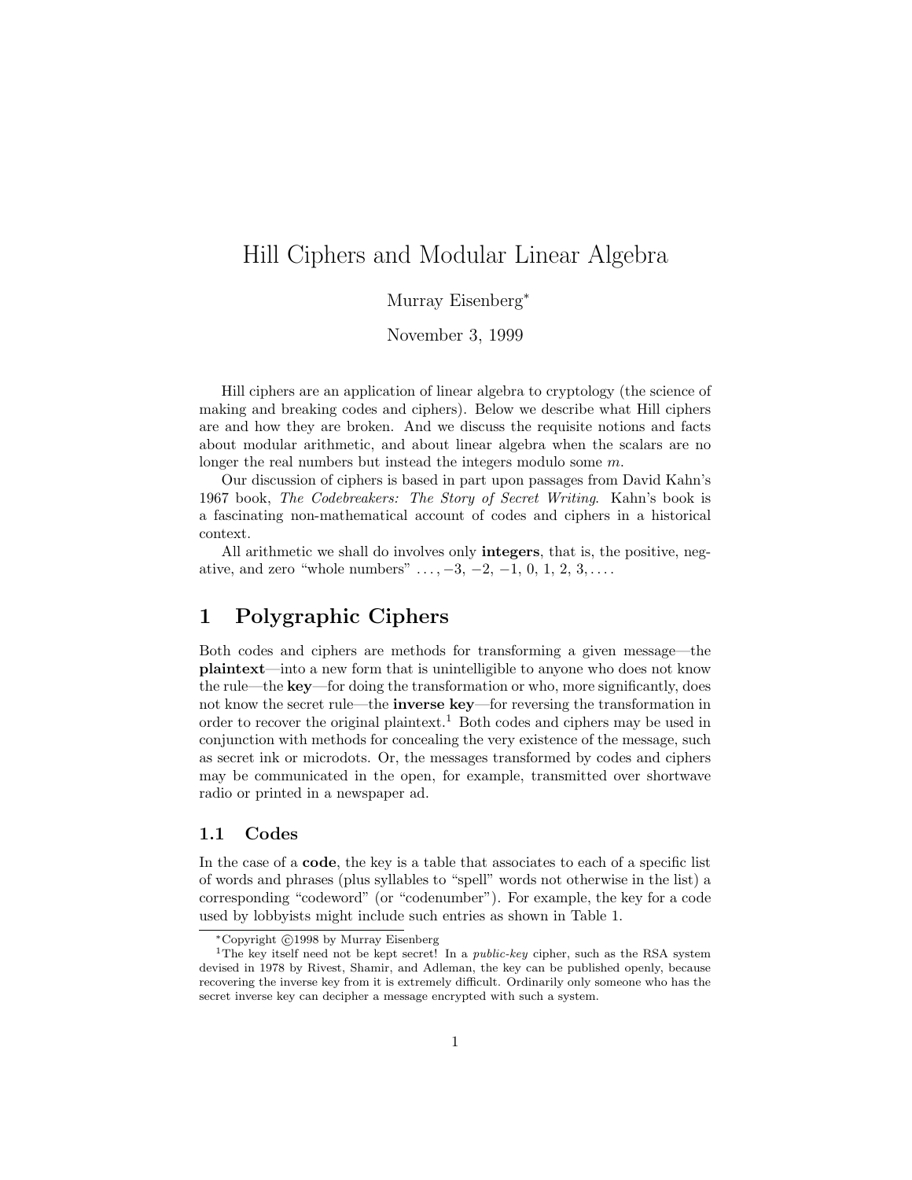# Hill Ciphers and Modular Linear Algebra

Murray Eisenberg*

November 3, 1999

Hill ciphers are an application of linear algebra to cryptology (the science of making and breaking codes and ciphers). Below we describe what Hill ciphers are and how they are broken. And we discuss the requisite notions and facts about modular arithmetic, and about linear algebra when the scalars are no longer the real numbers but instead the integers modulo some $m$.

Our discussion of ciphers is based in part upon passages from David Kahn's 1967 book, *The Codebreakers: The Story of Secret Writing*. Kahn's book is a fascinating non-mathematical account of codes and ciphers in a historical context.

All arithmetic we shall do involves only **integers**, that is, the positive, negative, and zero "whole numbers" $\ldots, -3, -2, -1, 0, 1, 2, 3, \ldots$.

## 1 Polygraphic Ciphers

Both codes and ciphers are methods for transforming a given message—the **plaintext**—into a new form that is unintelligible to anyone who does not know the rule—the **key**—for doing the transformation or who, more significantly, does not know the secret rule—the **inverse key**—for reversing the transformation in order to recover the original plaintext.[1] Both codes and ciphers may be used in conjunction with methods for concealing the very existence of the message, such as secret ink or microdots. Or, the messages transformed by codes and ciphers may be communicated in the open, for example, transmitted over shortwave radio or printed in a newspaper ad.

### 1.1 Codes

In the case of a **code**, the key is a table that associates to each of a specific list of words and phrases (plus syllables to "spell" words not otherwise in the list) a corresponding "codeword" (or "codenumber"). For example, the key for a code used by lobbyists might include such entries as shown in Table 1.

---

*Copyright ©1998 by Murray Eisenberg

[1] The key itself need not be kept secret! In a *public-key* cipher, such as the RSA system devised in 1978 by Rivest, Shamir, and Adleman, the key can be published openly, because recovering the inverse key from it is extremely difficult. Ordinarily only someone who has the secret inverse key can decipher a message encrypted with such a system.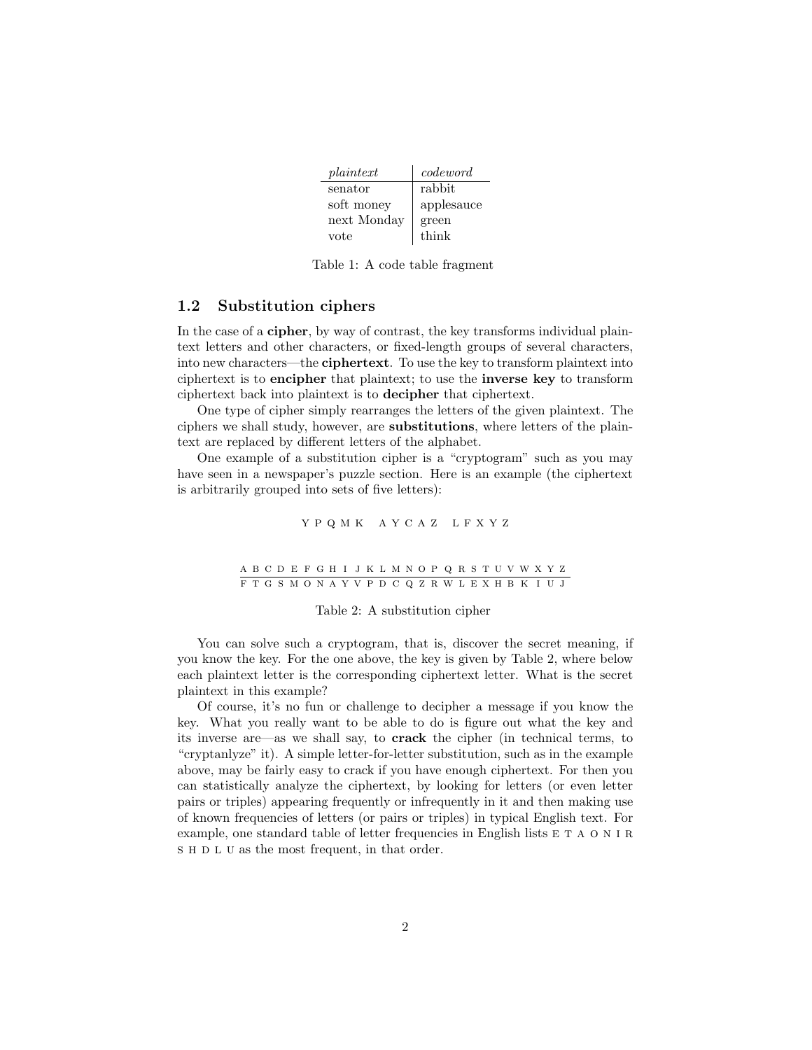| *plaintext* | *codeword* |
|---|---|
| senator | rabbit |
| soft money | applesauce |
| next Monday | green |
| vote | think |

Table 1: A code table fragment

## 1.2 Substitution ciphers

In the case of a **cipher**, by way of contrast, the key transforms individual plaintext letters and other characters, or fixed-length groups of several characters, into new characters—the **ciphertext**. To use the key to transform plaintext into ciphertext is to **encipher** that plaintext; to use the **inverse key** to transform ciphertext back into plaintext is to **decipher** that ciphertext.

One type of cipher simply rearranges the letters of the given plaintext. The ciphers we shall study, however, are **substitutions**, where letters of the plaintext are replaced by different letters of the alphabet.

One example of a substitution cipher is a "cryptogram" such as you may have seen in a newspaper's puzzle section. Here is an example (the ciphertext is arbitrarily grouped into sets of five letters):

Y P Q M K    A Y C A Z    L F X Y Z

| A | B | C | D | E | F | G | H | I | J | K | L | M | N | O | P | Q | R | S | T | U | V | W | X | Y | Z |
|---|---|---|---|---|---|---|---|---|---|---|---|---|---|---|---|---|---|---|---|---|---|---|---|---|---|
| F | T | G | S | M | O | N | A | Y | V | P | D | C | Q | Z | R | W | L | E | X | H | B | K | I | U | J |

Table 2: A substitution cipher

You can solve such a cryptogram, that is, discover the secret meaning, if you know the key. For the one above, the key is given by Table 2, where below each plaintext letter is the corresponding ciphertext letter. What is the secret plaintext in this example?

Of course, it's no fun or challenge to decipher a message if you know the key. What you really want to be able to do is figure out what the key and its inverse are—as we shall say, to **crack** the cipher (in technical terms, to "cryptanlyze" it). A simple letter-for-letter substitution, such as in the example above, may be fairly easy to crack if you have enough ciphertext. For then you can statistically analyze the ciphertext, by looking for letters (or even letter pairs or triples) appearing frequently or infrequently in it and then making use of known frequencies of letters (or pairs or triples) in typical English text. For example, one standard table of letter frequencies in English lists E T A O N I R S H D L U as the most frequent, in that order.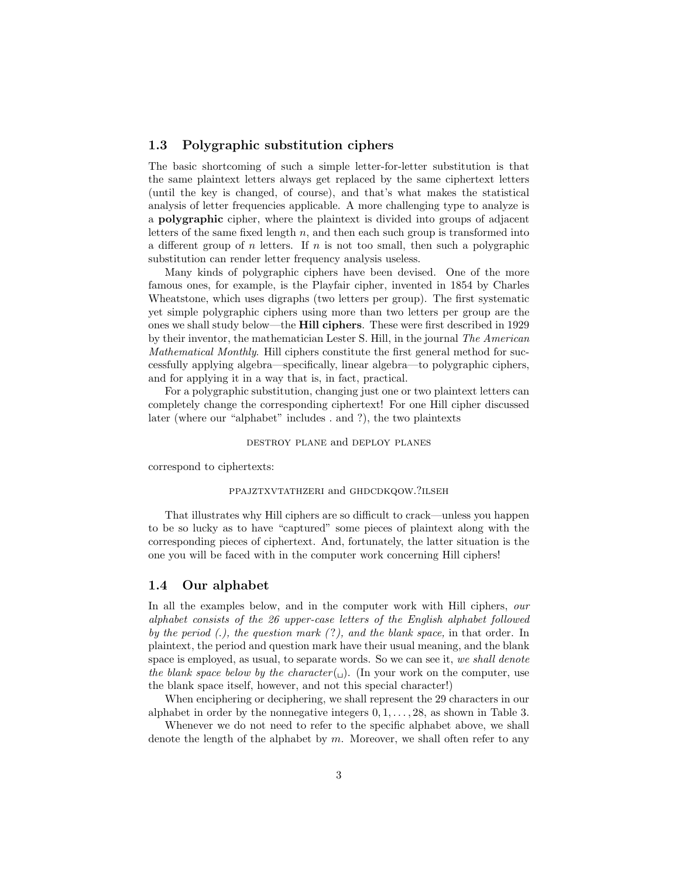## 1.3 Polygraphic substitution ciphers

The basic shortcoming of such a simple letter-for-letter substitution is that the same plaintext letters always get replaced by the same ciphertext letters (until the key is changed, of course), and that's what makes the statistical analysis of letter frequencies applicable. A more challenging type to analyze is a **polygraphic** cipher, where the plaintext is divided into groups of adjacent letters of the same fixed length $n$, and then each such group is transformed into a different group of $n$ letters. If $n$ is not too small, then such a polygraphic substitution can render letter frequency analysis useless.

Many kinds of polygraphic ciphers have been devised. One of the more famous ones, for example, is the Playfair cipher, invented in 1854 by Charles Wheatstone, which uses digraphs (two letters per group). The first systematic yet simple polygraphic ciphers using more than two letters per group are the ones we shall study below—the **Hill ciphers**. These were first described in 1929 by their inventor, the mathematician Lester S. Hill, in the journal *The American Mathematical Monthly*. Hill ciphers constitute the first general method for successfully applying algebra—specifically, linear algebra—to polygraphic ciphers, and for applying it in a way that is, in fact, practical.

For a polygraphic substitution, changing just one or two plaintext letters can completely change the corresponding ciphertext! For one Hill cipher discussed later (where our "alphabet" includes . and ?), the two plaintexts

DESTROY PLANE and DEPLOY PLANES

correspond to ciphertexts:

PPAJZTXVTATHZERI and GHDCDKQOW.?ILSEH

That illustrates why Hill ciphers are so difficult to crack—unless you happen to be so lucky as to have "captured" some pieces of plaintext along with the corresponding pieces of ciphertext. And, fortunately, the latter situation is the one you will be faced with in the computer work concerning Hill ciphers!

## 1.4 Our alphabet

In all the examples below, and in the computer work with Hill ciphers, *our alphabet consists of the 26 upper-case letters of the English alphabet followed by the period (.), the question mark (?), and the blank space,* in that order. In plaintext, the period and question mark have their usual meaning, and the blank space is employed, as usual, to separate words. So we can see it, *we shall denote the blank space below by the character* (␣). (In your work on the computer, use the blank space itself, however, and not this special character!)

When enciphering or deciphering, we shall represent the 29 characters in our alphabet in order by the nonnegative integers $0, 1, \ldots, 28$, as shown in Table 3.

Whenever we do not need to refer to the specific alphabet above, we shall denote the length of the alphabet by $m$. Moreover, we shall often refer to any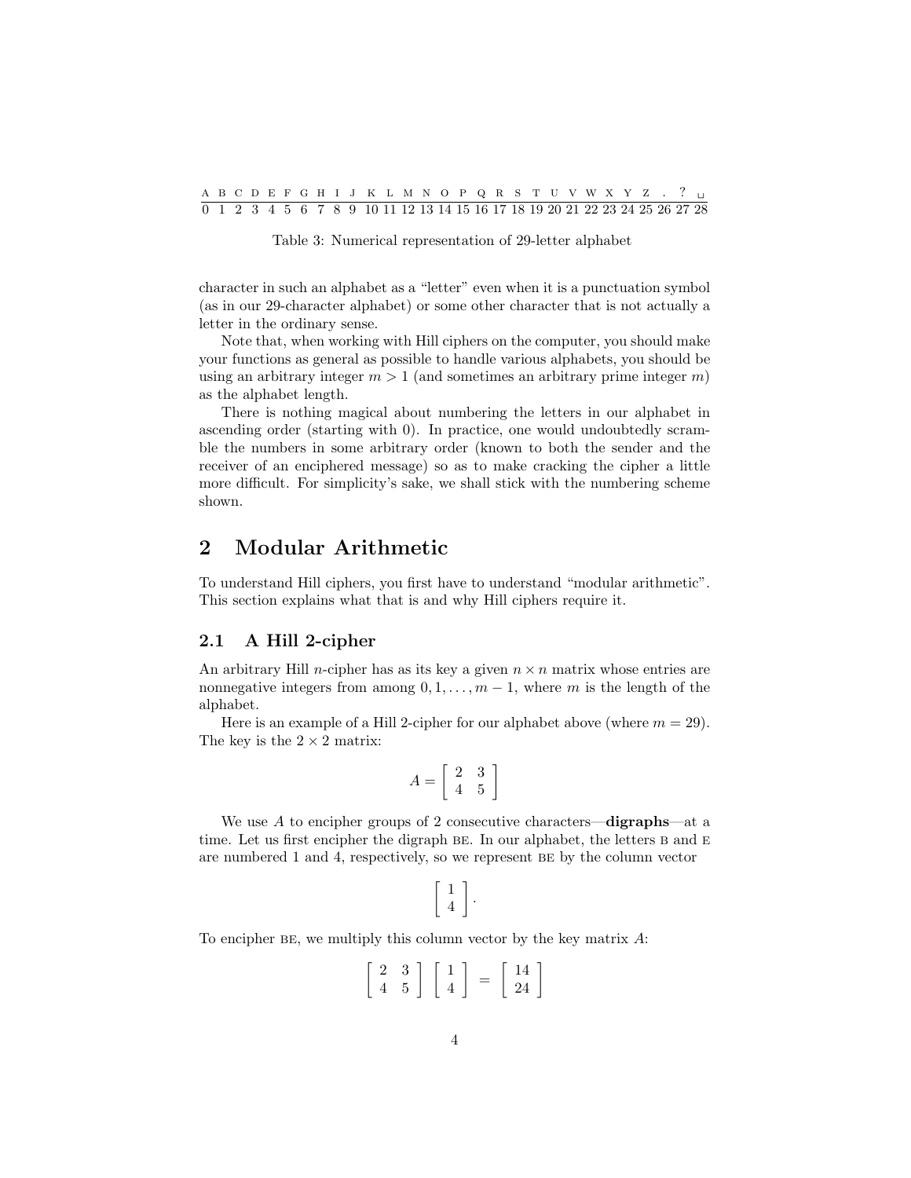| A | B | C | D | E | F | G | H | I | J | K | L | M | N | O | P | Q | R | S | T | U | V | W | X | Y | Z | . | ? | ␣ |
|---|---|---|---|---|---|---|---|---|---|---|---|---|---|---|---|---|---|---|---|---|---|---|---|---|---|---|---|---|
| 0 | 1 | 2 | 3 | 4 | 5 | 6 | 7 | 8 | 9 | 10 | 11 | 12 | 13 | 14 | 15 | 16 | 17 | 18 | 19 | 20 | 21 | 22 | 23 | 24 | 25 | 26 | 27 | 28 |

Table 3: Numerical representation of 29-letter alphabet

character in such an alphabet as a "letter" even when it is a punctuation symbol (as in our 29-character alphabet) or some other character that is not actually a letter in the ordinary sense.

Note that, when working with Hill ciphers on the computer, you should make your functions as general as possible to handle various alphabets, you should be using an arbitrary integer $m > 1$ (and sometimes an arbitrary prime integer $m$) as the alphabet length.

There is nothing magical about numbering the letters in our alphabet in ascending order (starting with 0). In practice, one would undoubtedly scramble the numbers in some arbitrary order (known to both the sender and the receiver of an enciphered message) so as to make cracking the cipher a little more difficult. For simplicity's sake, we shall stick with the numbering scheme shown.

## 2 Modular Arithmetic

To understand Hill ciphers, you first have to understand "modular arithmetic". This section explains what that is and why Hill ciphers require it.

### 2.1 A Hill 2-cipher

An arbitrary Hill $n$-cipher has as its key a given $n \times n$ matrix whose entries are nonnegative integers from among $0, 1, \ldots, m-1$, where $m$ is the length of the alphabet.

Here is an example of a Hill 2-cipher for our alphabet above (where $m = 29$). The key is the $2 \times 2$ matrix:

$$A = \begin{bmatrix} 2 & 3 \\ 4 & 5 \end{bmatrix}$$

We use $A$ to encipher groups of 2 consecutive characters—**digraphs**—at a time. Let us first encipher the digraph BE. In our alphabet, the letters B and E are numbered 1 and 4, respectively, so we represent BE by the column vector

$$\begin{bmatrix} 1 \\ 4 \end{bmatrix}.$$

To encipher BE, we multiply this column vector by the key matrix $A$:

$$\begin{bmatrix} 2 & 3 \\ 4 & 5 \end{bmatrix} \begin{bmatrix} 1 \\ 4 \end{bmatrix} = \begin{bmatrix} 14 \\ 24 \end{bmatrix}$$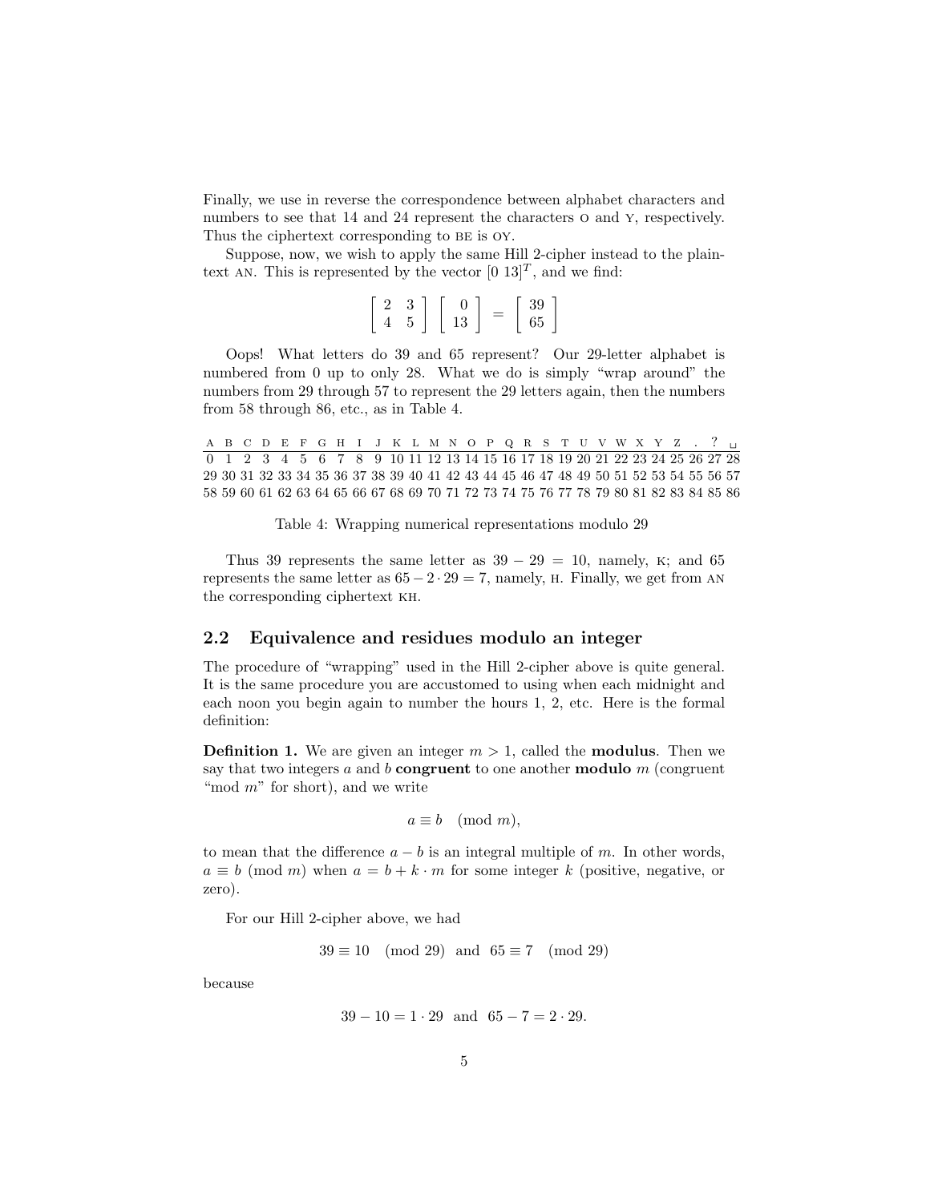Finally, we use in reverse the correspondence between alphabet characters and numbers to see that 14 and 24 represent the characters O and Y, respectively. Thus the ciphertext corresponding to BE is OY.

Suppose, now, we wish to apply the same Hill 2-cipher instead to the plaintext AN. This is represented by the vector $[0\ 13]^T$, and we find:

$$\begin{bmatrix} 2 & 3 \\ 4 & 5 \end{bmatrix} \begin{bmatrix} 0 \\ 13 \end{bmatrix} = \begin{bmatrix} 39 \\ 65 \end{bmatrix}$$

Oops! What letters do 39 and 65 represent? Our 29-letter alphabet is numbered from 0 up to only 28. What we do is simply "wrap around" the numbers from 29 through 57 to represent the 29 letters again, then the numbers from 58 through 86, etc., as in Table 4.

| A | B | C | D | E | F | G | H | I | J | K | L | M | N | O | P | Q | R | S | T | U | V | W | X | Y | Z | . | ? | ␣ |
|---|---|---|---|---|---|---|---|---|---|---|---|---|---|---|---|---|---|---|---|---|---|---|---|---|---|---|---|---|
| 0 | 1 | 2 | 3 | 4 | 5 | 6 | 7 | 8 | 9 | 10 | 11 | 12 | 13 | 14 | 15 | 16 | 17 | 18 | 19 | 20 | 21 | 22 | 23 | 24 | 25 | 26 | 27 | 28 |
| 29 | 30 | 31 | 32 | 33 | 34 | 35 | 36 | 37 | 38 | 39 | 40 | 41 | 42 | 43 | 44 | 45 | 46 | 47 | 48 | 49 | 50 | 51 | 52 | 53 | 54 | 55 | 56 | 57 |
| 58 | 59 | 60 | 61 | 62 | 63 | 64 | 65 | 66 | 67 | 68 | 69 | 70 | 71 | 72 | 73 | 74 | 75 | 76 | 77 | 78 | 79 | 80 | 81 | 82 | 83 | 84 | 85 | 86 |

Table 4: Wrapping numerical representations modulo 29

Thus 39 represents the same letter as $39 - 29 = 10$, namely, K; and 65 represents the same letter as $65 - 2 \cdot 29 = 7$, namely, H. Finally, we get from AN the corresponding ciphertext KH.

## 2.2 Equivalence and residues modulo an integer

The procedure of "wrapping" used in the Hill 2-cipher above is quite general. It is the same procedure you are accustomed to using when each midnight and each noon you begin again to number the hours 1, 2, etc. Here is the formal definition:

**Definition 1.** We are given an integer $m > 1$, called the **modulus**. Then we say that two integers $a$ and $b$ **congruent** to one another **modulo** $m$ (congruent "mod $m$" for short), and we write

$$a \equiv b \pmod{m},$$

to mean that the difference $a - b$ is an integral multiple of $m$. In other words, $a \equiv b \pmod{m}$ when $a = b + k \cdot m$ for some integer $k$ (positive, negative, or zero).

For our Hill 2-cipher above, we had

$$39 \equiv 10 \pmod{29} \text{ and } 65 \equiv 7 \pmod{29}$$

because

$$39 - 10 = 1 \cdot 29 \text{ and } 65 - 7 = 2 \cdot 29.$$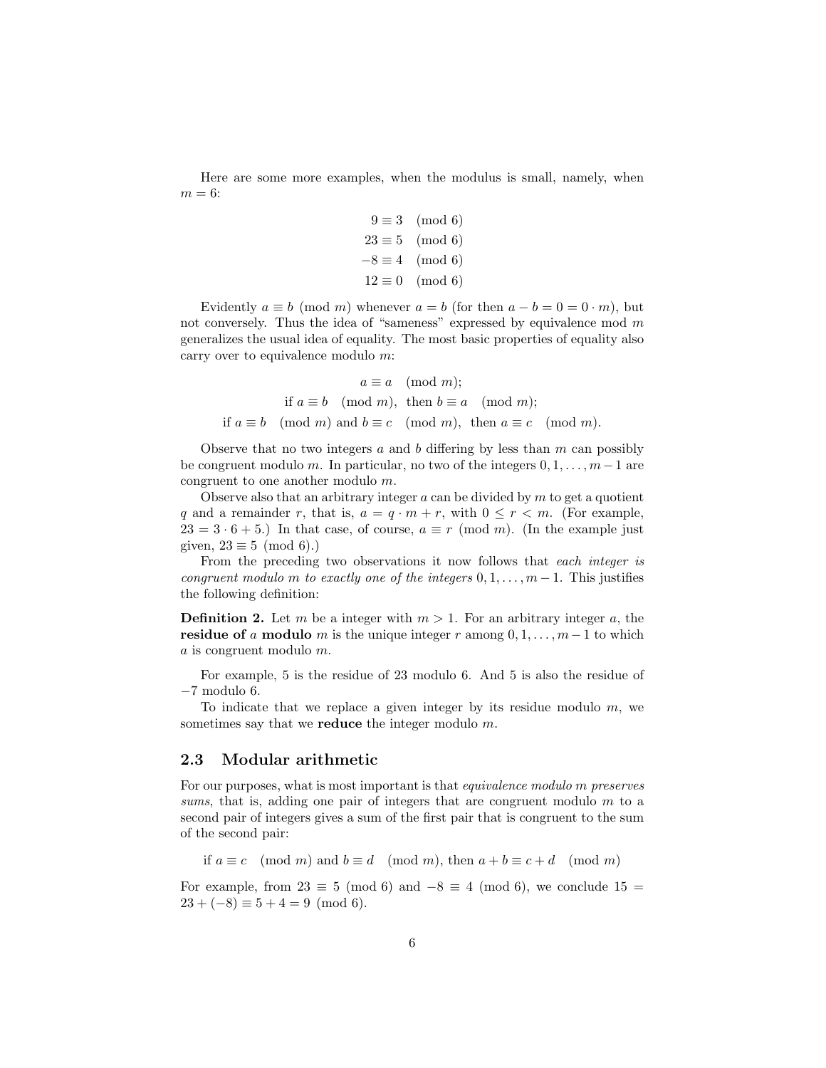Here are some more examples, when the modulus is small, namely, when $m = 6$:

$$
\begin{aligned}
9 &\equiv 3 \pmod{6} \\
23 &\equiv 5 \pmod{6} \\
-8 &\equiv 4 \pmod{6} \\
12 &\equiv 0 \pmod{6}
\end{aligned}
$$

Evidently $a \equiv b \pmod{m}$ whenever $a = b$ (for then $a - b = 0 = 0 \cdot m$), but not conversely. Thus the idea of "sameness" expressed by equivalence mod $m$ generalizes the usual idea of equality. The most basic properties of equality also carry over to equivalence modulo $m$:

$$
\begin{gathered}
a \equiv a \pmod{m}; \\
\text{if } a \equiv b \pmod{m}, \text{ then } b \equiv a \pmod{m}; \\
\text{if } a \equiv b \pmod{m} \text{ and } b \equiv c \pmod{m}, \text{ then } a \equiv c \pmod{m}.
\end{gathered}
$$

Observe that no two integers $a$ and $b$ differing by less than $m$ can possibly be congruent modulo $m$. In particular, no two of the integers $0, 1, \ldots, m-1$ are congruent to one another modulo $m$.

Observe also that an arbitrary integer $a$ can be divided by $m$ to get a quotient $q$ and a remainder $r$, that is, $a = q \cdot m + r$, with $0 \leq r < m$. (For example, $23 = 3 \cdot 6 + 5$.) In that case, of course, $a \equiv r \pmod{m}$. (In the example just given, $23 \equiv 5 \pmod{6}$.)

From the preceding two observations it now follows that *each integer is congruent modulo $m$ to exactly one of the integers $0, 1, \ldots, m-1$*. This justifies the following definition:

**Definition 2.** Let $m$ be a integer with $m > 1$. For an arbitrary integer $a$, the **residue of $a$ modulo $m$** is the unique integer $r$ among $0, 1, \ldots, m-1$ to which $a$ is congruent modulo $m$.

For example, 5 is the residue of 23 modulo 6. And 5 is also the residue of $-7$ modulo 6.

To indicate that we replace a given integer by its residue modulo $m$, we sometimes say that we **reduce** the integer modulo $m$.

## 2.3 Modular arithmetic

For our purposes, what is most important is that *equivalence modulo $m$ preserves sums*, that is, adding one pair of integers that are congruent modulo $m$ to a second pair of integers gives a sum of the first pair that is congruent to the sum of the second pair:

$$
\text{if } a \equiv c \pmod{m} \text{ and } b \equiv d \pmod{m}, \text{ then } a + b \equiv c + d \pmod{m}
$$

For example, from $23 \equiv 5 \pmod{6}$ and $-8 \equiv 4 \pmod{6}$, we conclude $15 = 23 + (-8) \equiv 5 + 4 = 9 \pmod{6}$.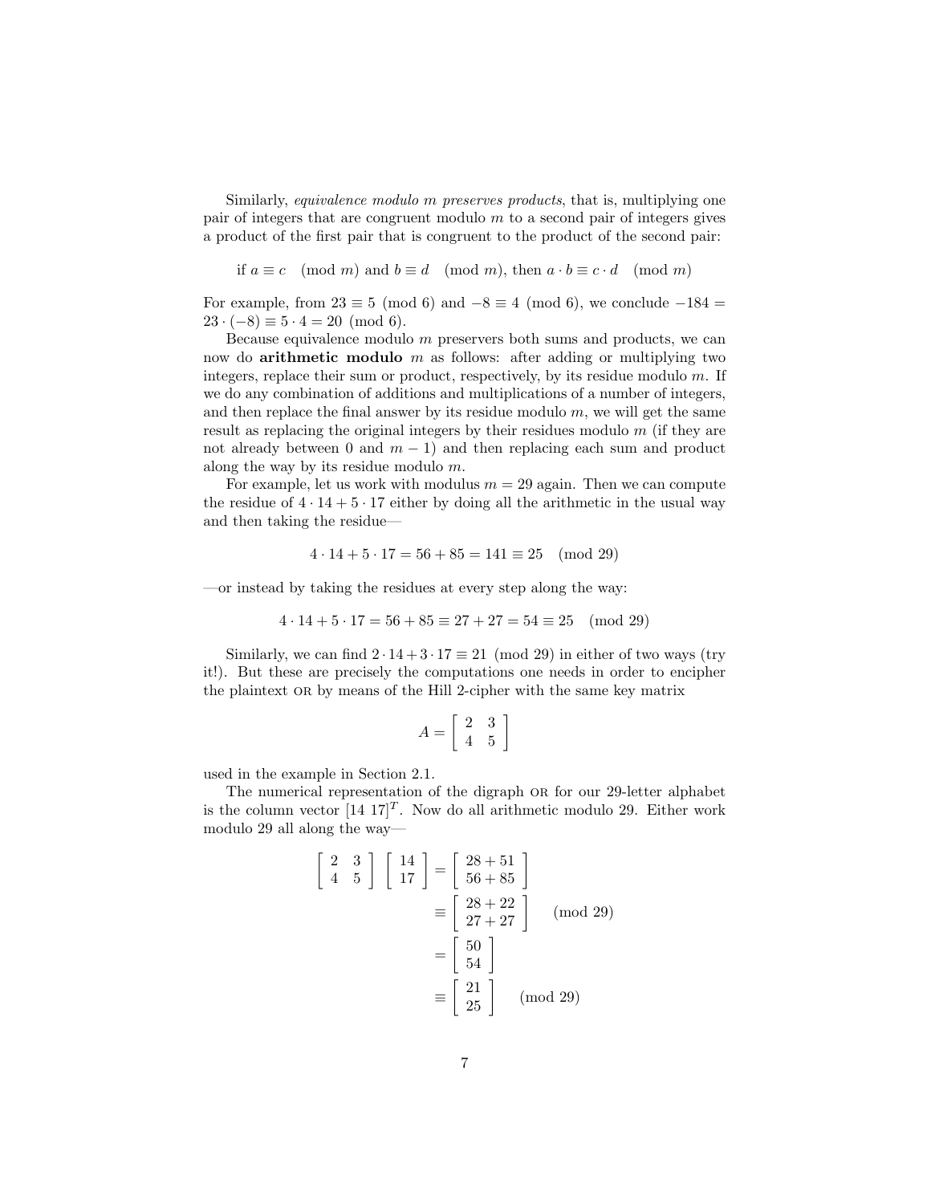Similarly, *equivalence modulo m preserves products*, that is, multiplying one pair of integers that are congruent modulo $m$ to a second pair of integers gives a product of the first pair that is congruent to the product of the second pair:

$$\text{if } a \equiv c \pmod{m} \text{ and } b \equiv d \pmod{m}, \text{ then } a \cdot b \equiv c \cdot d \pmod{m}$$

For example, from $23 \equiv 5 \pmod{6}$ and $-8 \equiv 4 \pmod{6}$, we conclude $-184 = 23 \cdot (-8) \equiv 5 \cdot 4 = 20 \pmod{6}$.

Because equivalence modulo $m$ preservers both sums and products, we can now do **arithmetic modulo** $m$ as follows: after adding or multiplying two integers, replace their sum or product, respectively, by its residue modulo $m$. If we do any combination of additions and multiplications of a number of integers, and then replace the final answer by its residue modulo $m$, we will get the same result as replacing the original integers by their residues modulo $m$ (if they are not already between 0 and $m-1$) and then replacing each sum and product along the way by its residue modulo $m$.

For example, let us work with modulus $m = 29$ again. Then we can compute the residue of $4 \cdot 14 + 5 \cdot 17$ either by doing all the arithmetic in the usual way and then taking the residue—

$$4 \cdot 14 + 5 \cdot 17 = 56 + 85 = 141 \equiv 25 \pmod{29}$$

—or instead by taking the residues at every step along the way:

$$4 \cdot 14 + 5 \cdot 17 = 56 + 85 \equiv 27 + 27 = 54 \equiv 25 \pmod{29}$$

Similarly, we can find $2 \cdot 14 + 3 \cdot 17 \equiv 21 \pmod{29}$ in either of two ways (try it!). But these are precisely the computations one needs in order to encipher the plaintext OR by means of the Hill 2-cipher with the same key matrix

$$A = \begin{bmatrix} 2 & 3 \\ 4 & 5 \end{bmatrix}$$

used in the example in Section 2.1.

The numerical representation of the digraph OR for our 29-letter alphabet is the column vector $[14\ 17]^T$. Now do all arithmetic modulo 29. Either work modulo 29 all along the way—

$$\begin{aligned}
\begin{bmatrix} 2 & 3 \\ 4 & 5 \end{bmatrix} \begin{bmatrix} 14 \\ 17 \end{bmatrix} &= \begin{bmatrix} 28 + 51 \\ 56 + 85 \end{bmatrix} \\
&\equiv \begin{bmatrix} 28 + 22 \\ 27 + 27 \end{bmatrix} \pmod{29} \\
&= \begin{bmatrix} 50 \\ 54 \end{bmatrix} \\
&\equiv \begin{bmatrix} 21 \\ 25 \end{bmatrix} \pmod{29}
\end{aligned}$$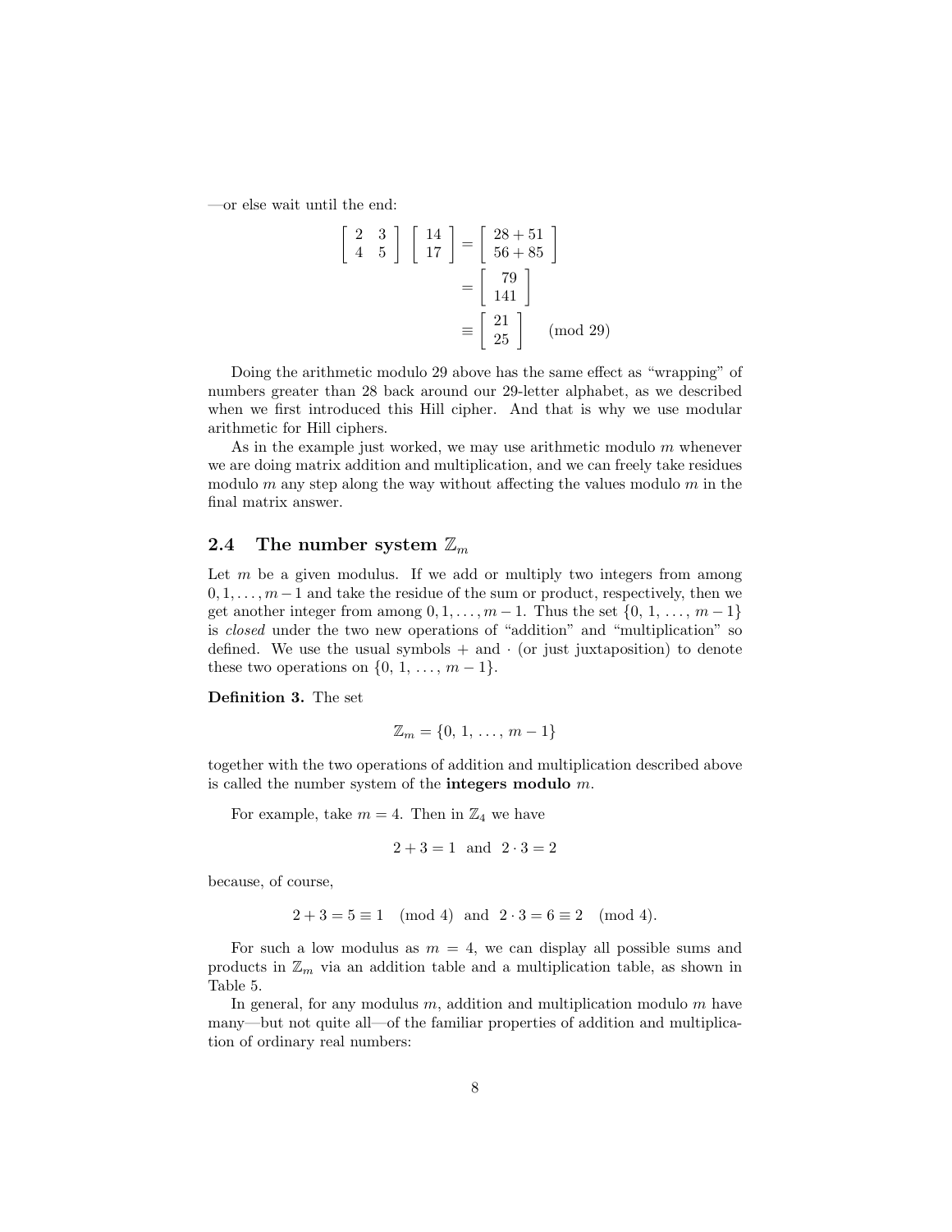—or else wait until the end:

$$\begin{bmatrix} 2 & 3 \\ 4 & 5 \end{bmatrix} \begin{bmatrix} 14 \\ 17 \end{bmatrix} = \begin{bmatrix} 28+51 \\ 56+85 \end{bmatrix}$$
$$= \begin{bmatrix} 79 \\ 141 \end{bmatrix}$$
$$\equiv \begin{bmatrix} 21 \\ 25 \end{bmatrix} \pmod{29}$$

Doing the arithmetic modulo 29 above has the same effect as "wrapping" of numbers greater than 28 back around our 29-letter alphabet, as we described when we first introduced this Hill cipher. And that is why we use modular arithmetic for Hill ciphers.

As in the example just worked, we may use arithmetic modulo $m$ whenever we are doing matrix addition and multiplication, and we can freely take residues modulo $m$ any step along the way without affecting the values modulo $m$ in the final matrix answer.

## 2.4 The number system $\mathbb{Z}_m$

Let $m$ be a given modulus. If we add or multiply two integers from among $0, 1, \ldots, m-1$ and take the residue of the sum or product, respectively, then we get another integer from among $0, 1, \ldots, m-1$. Thus the set $\{0, 1, \ldots, m-1\}$ is *closed* under the two new operations of "addition" and "multiplication" so defined. We use the usual symbols $+$ and $\cdot$ (or just juxtaposition) to denote these two operations on $\{0, 1, \ldots, m-1\}$.

**Definition 3.** The set

$$\mathbb{Z}_m = \{0, 1, \ldots, m-1\}$$

together with the two operations of addition and multiplication described above is called the number system of the **integers modulo** $m$.

For example, take $m = 4$. Then in $\mathbb{Z}_4$ we have

$$2 + 3 = 1 \quad \text{and} \quad 2 \cdot 3 = 2$$

because, of course,

$$2 + 3 = 5 \equiv 1 \pmod{4} \quad \text{and} \quad 2 \cdot 3 = 6 \equiv 2 \pmod{4}.$$

For such a low modulus as $m = 4$, we can display all possible sums and products in $\mathbb{Z}_m$ via an addition table and a multiplication table, as shown in Table 5.

In general, for any modulus $m$, addition and multiplication modulo $m$ have many—but not quite all—of the familiar properties of addition and multiplication of ordinary real numbers: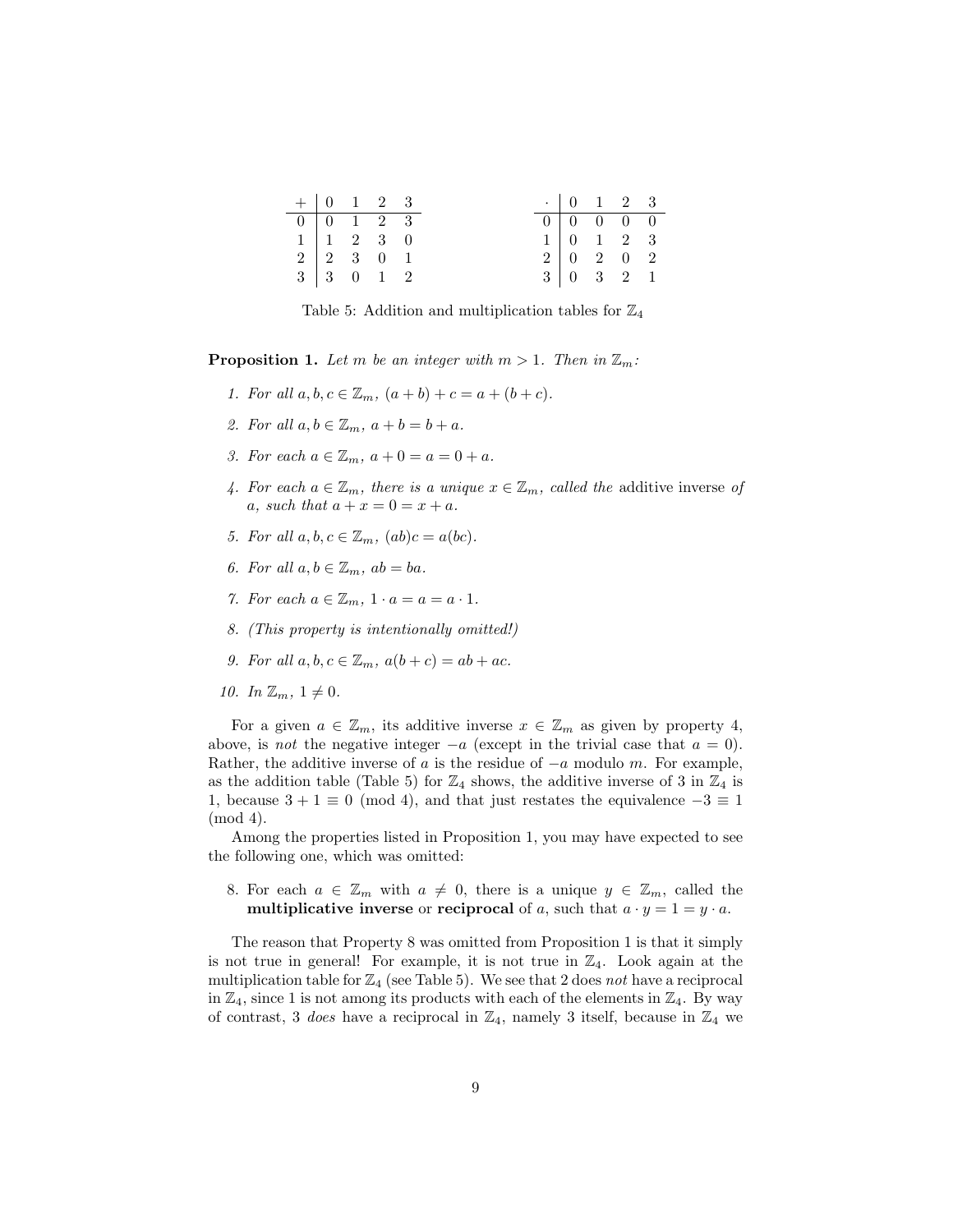| + | 0 | 1 | 2 | 3 |
|---|---|---|---|---|
| 0 | 0 | 1 | 2 | 3 |
| 1 | 1 | 2 | 3 | 0 |
| 2 | 2 | 3 | 0 | 1 |
| 3 | 3 | 0 | 1 | 2 |

| · | 0 | 1 | 2 | 3 |
|---|---|---|---|---|
| 0 | 0 | 0 | 0 | 0 |
| 1 | 0 | 1 | 2 | 3 |
| 2 | 0 | 2 | 0 | 2 |
| 3 | 0 | 3 | 2 | 1 |

Table 5: Addition and multiplication tables for $\mathbb{Z}_4$

**Proposition 1.** *Let $m$ be an integer with $m > 1$. Then in $\mathbb{Z}_m$:*

1. *For all $a, b, c \in \mathbb{Z}_m$, $(a + b) + c = a + (b + c)$.*
2. *For all $a, b \in \mathbb{Z}_m$, $a + b = b + a$.*
3. *For each $a \in \mathbb{Z}_m$, $a + 0 = a = 0 + a$.*
4. *For each $a \in \mathbb{Z}_m$, there is a unique $x \in \mathbb{Z}_m$, called the* additive inverse *of $a$, such that $a + x = 0 = x + a$.*
5. *For all $a, b, c \in \mathbb{Z}_m$, $(ab)c = a(bc)$.*
6. *For all $a, b \in \mathbb{Z}_m$, $ab = ba$.*
7. *For each $a \in \mathbb{Z}_m$, $1 \cdot a = a = a \cdot 1$.*
8. *(This property is intentionally omitted!)*
9. *For all $a, b, c \in \mathbb{Z}_m$, $a(b + c) = ab + ac$.*
10. *In $\mathbb{Z}_m$, $1 \neq 0$.*

For a given $a \in \mathbb{Z}_m$, its additive inverse $x \in \mathbb{Z}_m$ as given by property 4, above, is *not* the negative integer $-a$ (except in the trivial case that $a = 0$). Rather, the additive inverse of $a$ is the residue of $-a$ modulo $m$. For example, as the addition table (Table 5) for $\mathbb{Z}_4$ shows, the additive inverse of 3 in $\mathbb{Z}_4$ is 1, because $3 + 1 \equiv 0 \pmod 4$, and that just restates the equivalence $-3 \equiv 1 \pmod 4$.

Among the properties listed in Proposition 1, you may have expected to see the following one, which was omitted:

8. For each $a \in \mathbb{Z}_m$ with $a \neq 0$, there is a unique $y \in \mathbb{Z}_m$, called the **multiplicative inverse** or **reciprocal** of $a$, such that $a \cdot y = 1 = y \cdot a$.

The reason that Property 8 was omitted from Proposition 1 is that it simply is not true in general! For example, it is not true in $\mathbb{Z}_4$. Look again at the multiplication table for $\mathbb{Z}_4$ (see Table 5). We see that 2 does *not* have a reciprocal in $\mathbb{Z}_4$, since 1 is not among its products with each of the elements in $\mathbb{Z}_4$. By way of contrast, 3 *does* have a reciprocal in $\mathbb{Z}_4$, namely 3 itself, because in $\mathbb{Z}_4$ we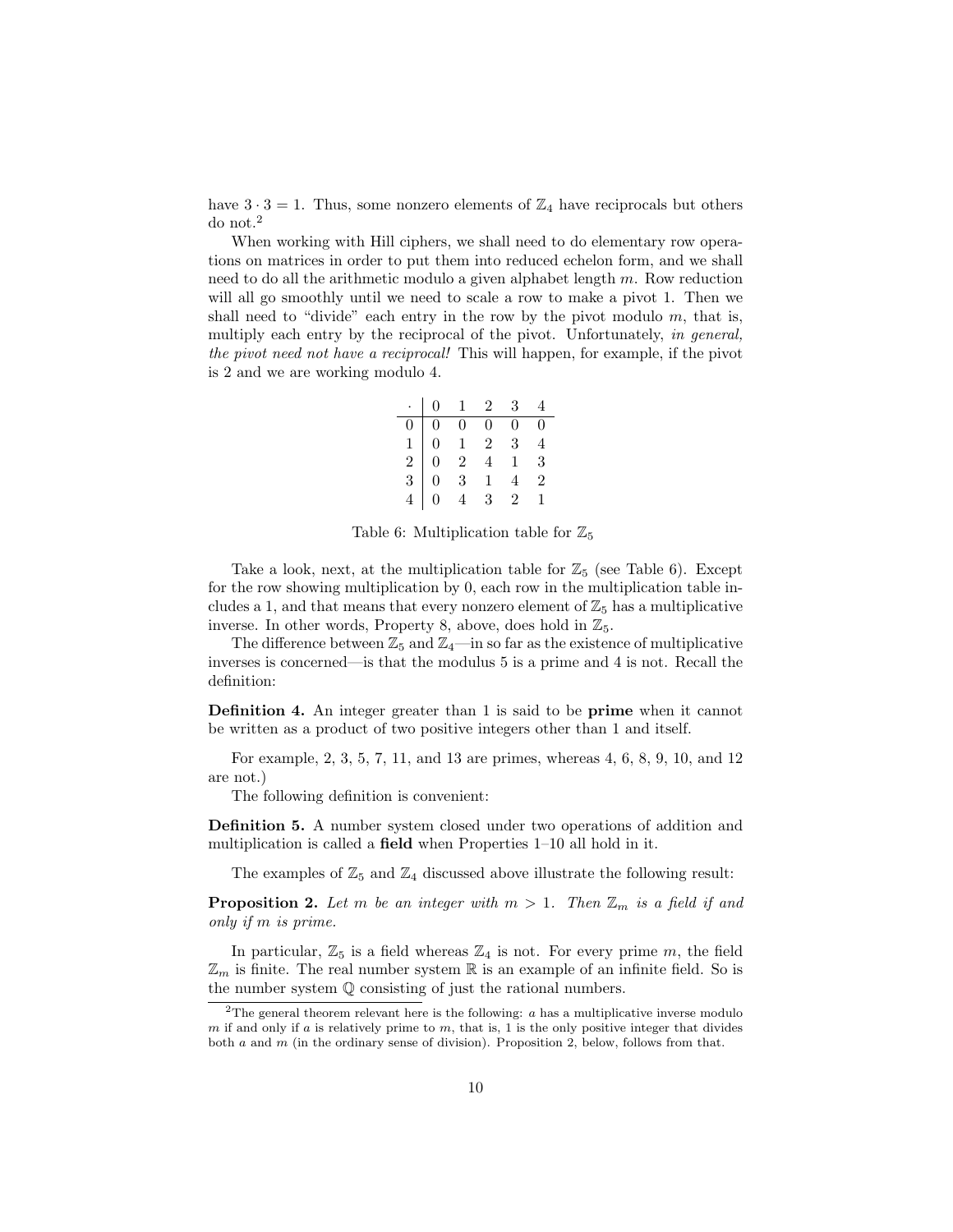have $3 \cdot 3 = 1$. Thus, some nonzero elements of $\mathbb{Z}_4$ have reciprocals but others do not.[2]

When working with Hill ciphers, we shall need to do elementary row operations on matrices in order to put them into reduced echelon form, and we shall need to do all the arithmetic modulo a given alphabet length $m$. Row reduction will all go smoothly until we need to scale a row to make a pivot 1. Then we shall need to "divide" each entry in the row by the pivot modulo $m$, that is, multiply each entry by the reciprocal of the pivot. Unfortunately, *in general, the pivot need not have a reciprocal!* This will happen, for example, if the pivot is 2 and we are working modulo 4.

| $\cdot$ | 0 | 1 | 2 | 3 | 4 |
|---|---|---|---|---|---|
| 0 | 0 | 0 | 0 | 0 | 0 |
| 1 | 0 | 1 | 2 | 3 | 4 |
| 2 | 0 | 2 | 4 | 1 | 3 |
| 3 | 0 | 3 | 1 | 4 | 2 |
| 4 | 0 | 4 | 3 | 2 | 1 |

Table 6: Multiplication table for $\mathbb{Z}_5$

Take a look, next, at the multiplication table for $\mathbb{Z}_5$ (see Table 6). Except for the row showing multiplication by 0, each row in the multiplication table includes a 1, and that means that every nonzero element of $\mathbb{Z}_5$ has a multiplicative inverse. In other words, Property 8, above, does hold in $\mathbb{Z}_5$.

The difference between $\mathbb{Z}_5$ and $\mathbb{Z}_4$—in so far as the existence of multiplicative inverses is concerned—is that the modulus 5 is a prime and 4 is not. Recall the definition:

**Definition 4.** An integer greater than 1 is said to be **prime** when it cannot be written as a product of two positive integers other than 1 and itself.

For example, 2, 3, 5, 7, 11, and 13 are primes, whereas 4, 6, 8, 9, 10, and 12 are not.)

The following definition is convenient:

**Definition 5.** A number system closed under two operations of addition and multiplication is called a **field** when Properties 1–10 all hold in it.

The examples of $\mathbb{Z}_5$ and $\mathbb{Z}_4$ discussed above illustrate the following result:

**Proposition 2.** *Let $m$ be an integer with $m > 1$. Then $\mathbb{Z}_m$ is a field if and only if $m$ is prime.*

In particular, $\mathbb{Z}_5$ is a field whereas $\mathbb{Z}_4$ is not. For every prime $m$, the field $\mathbb{Z}_m$ is finite. The real number system $\mathbb{R}$ is an example of an infinite field. So is the number system $\mathbb{Q}$ consisting of just the rational numbers.

[2] The general theorem relevant here is the following: $a$ has a multiplicative inverse modulo $m$ if and only if $a$ is relatively prime to $m$, that is, 1 is the only positive integer that divides both $a$ and $m$ (in the ordinary sense of division). Proposition 2, below, follows from that.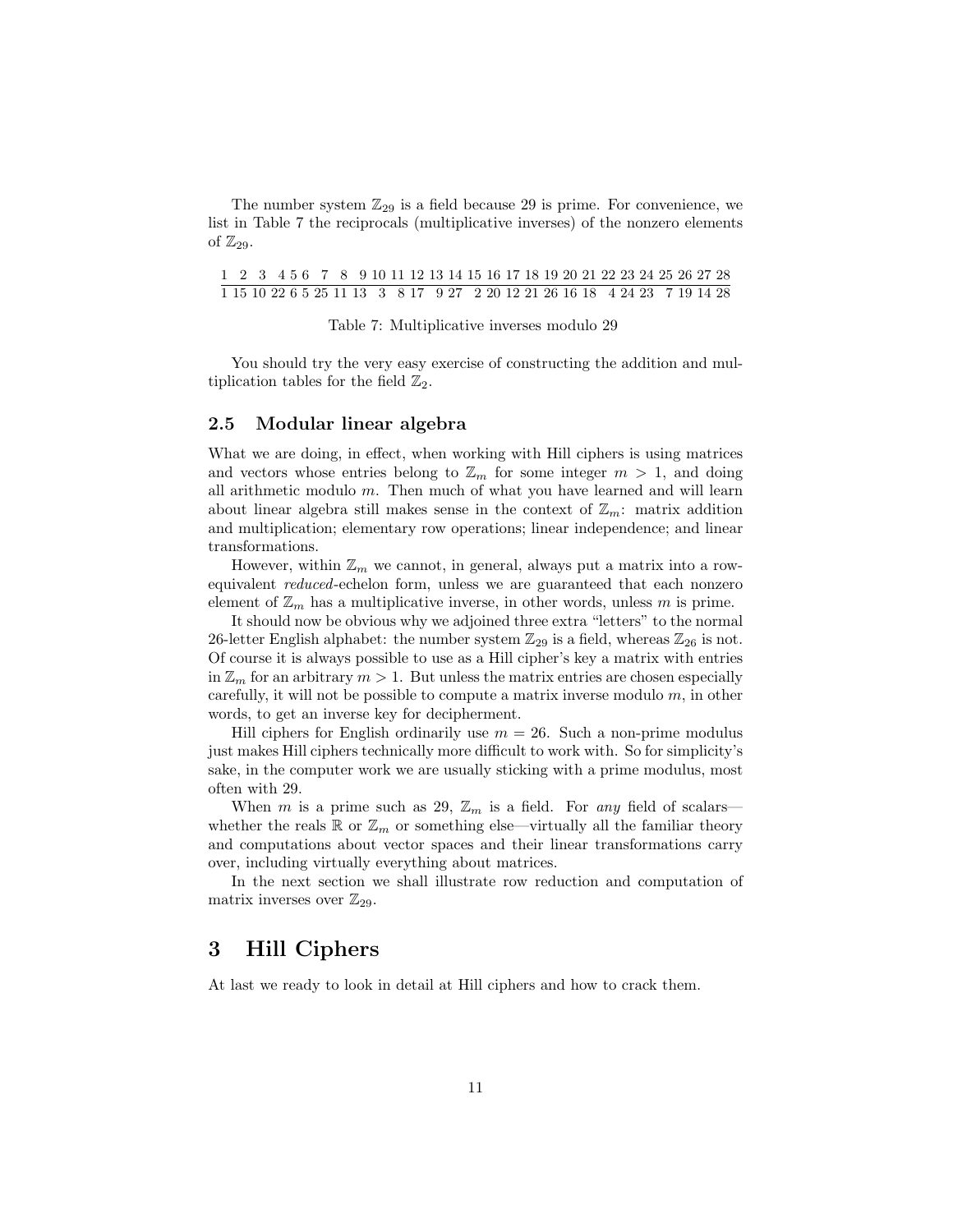The number system $\mathbb{Z}_{29}$ is a field because 29 is prime. For convenience, we list in Table 7 the reciprocals (multiplicative inverses) of the nonzero elements of $\mathbb{Z}_{29}$.

| 1 | 2 | 3 | 4 | 5 | 6 | 7 | 8 | 9 | 10 | 11 | 12 | 13 | 14 | 15 | 16 | 17 | 18 | 19 | 20 | 21 | 22 | 23 | 24 | 25 | 26 | 27 | 28 |
|---|---|---|---|---|---|---|---|---|---|---|---|---|---|---|---|---|---|---|---|---|---|---|---|---|---|---|---|
| 1 | 15 | 10 | 22 | 6 | 5 | 25 | 11 | 13 | 3 | 8 | 17 | 9 | 27 | 2 | 20 | 12 | 21 | 26 | 16 | 18 | 4 | 24 | 23 | 7 | 19 | 14 | 28 |

Table 7: Multiplicative inverses modulo 29

You should try the very easy exercise of constructing the addition and multiplication tables for the field $\mathbb{Z}_2$.

## 2.5 Modular linear algebra

What we are doing, in effect, when working with Hill ciphers is using matrices and vectors whose entries belong to $\mathbb{Z}_m$ for some integer $m > 1$, and doing all arithmetic modulo $m$. Then much of what you have learned and will learn about linear algebra still makes sense in the context of $\mathbb{Z}_m$: matrix addition and multiplication; elementary row operations; linear independence; and linear transformations.

However, within $\mathbb{Z}_m$ we cannot, in general, always put a matrix into a row-equivalent *reduced*-echelon form, unless we are guaranteed that each nonzero element of $\mathbb{Z}_m$ has a multiplicative inverse, in other words, unless $m$ is prime.

It should now be obvious why we adjoined three extra "letters" to the normal 26-letter English alphabet: the number system $\mathbb{Z}_{29}$ is a field, whereas $\mathbb{Z}_{26}$ is not. Of course it is always possible to use as a Hill cipher's key a matrix with entries in $\mathbb{Z}_m$ for an arbitrary $m > 1$. But unless the matrix entries are chosen especially carefully, it will not be possible to compute a matrix inverse modulo $m$, in other words, to get an inverse key for decipherment.

Hill ciphers for English ordinarily use $m = 26$. Such a non-prime modulus just makes Hill ciphers technically more difficult to work with. So for simplicity's sake, in the computer work we are usually sticking with a prime modulus, most often with 29.

When $m$ is a prime such as 29, $\mathbb{Z}_m$ is a field. For *any* field of scalars—whether the reals $\mathbb{R}$ or $\mathbb{Z}_m$ or something else—virtually all the familiar theory and computations about vector spaces and their linear transformations carry over, including virtually everything about matrices.

In the next section we shall illustrate row reduction and computation of matrix inverses over $\mathbb{Z}_{29}$.

# 3 Hill Ciphers

At last we ready to look in detail at Hill ciphers and how to crack them.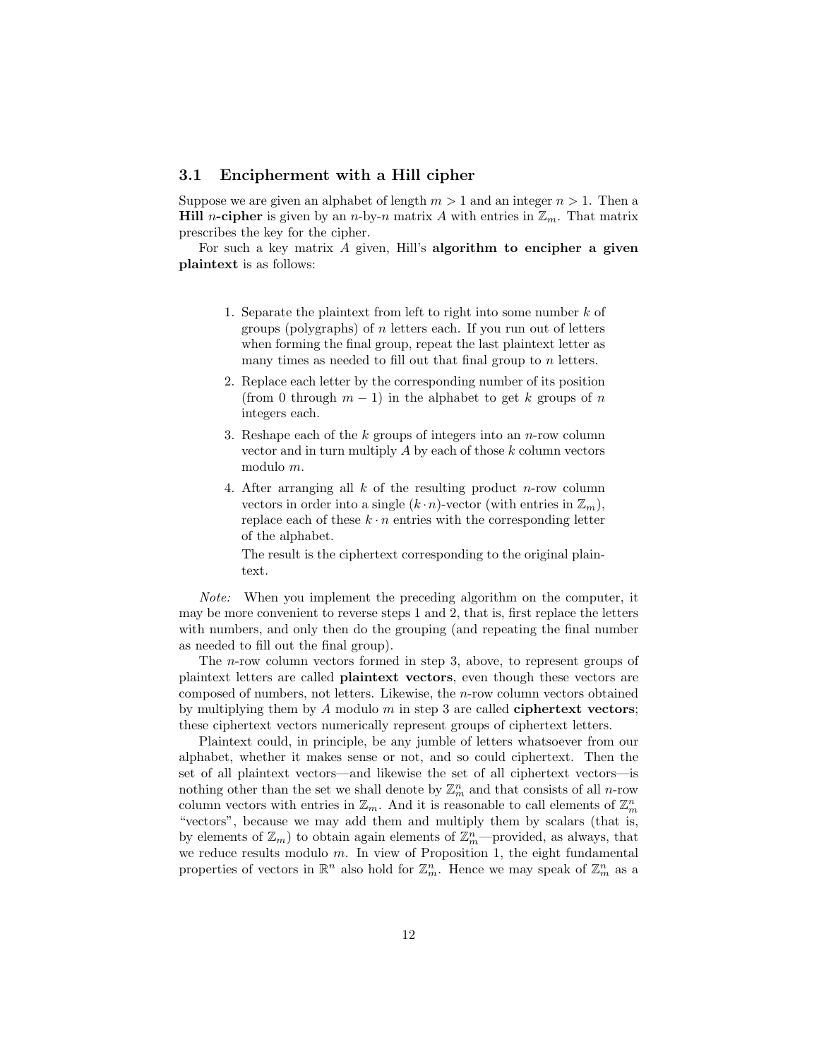### 3.1 Encipherment with a Hill cipher

Suppose we are given an alphabet of length $m > 1$ and an integer $n > 1$. Then a **Hill $n$-cipher** is given by an $n$-by-$n$ matrix $A$ with entries in $\mathbb{Z}_m$. That matrix prescribes the key for the cipher.

For such a key matrix $A$ given, Hill's **algorithm to encipher a given plaintext** is as follows:

1. Separate the plaintext from left to right into some number $k$ of groups (polygraphs) of $n$ letters each. If you run out of letters when forming the final group, repeat the last plaintext letter as many times as needed to fill out that final group to $n$ letters.
2. Replace each letter by the corresponding number of its position (from 0 through $m - 1$) in the alphabet to get $k$ groups of $n$ integers each.
3. Reshape each of the $k$ groups of integers into an $n$-row column vector and in turn multiply $A$ by each of those $k$ column vectors modulo $m$.
4. After arranging all $k$ of the resulting product $n$-row column vectors in order into a single $(k \cdot n)$-vector (with entries in $\mathbb{Z}_m$), replace each of these $k \cdot n$ entries with the corresponding letter of the alphabet.

   The result is the ciphertext corresponding to the original plaintext.

*Note:* When you implement the preceding algorithm on the computer, it may be more convenient to reverse steps 1 and 2, that is, first replace the letters with numbers, and only then do the grouping (and repeating the final number as needed to fill out the final group).

The $n$-row column vectors formed in step 3, above, to represent groups of plaintext letters are called **plaintext vectors**, even though these vectors are composed of numbers, not letters. Likewise, the $n$-row column vectors obtained by multiplying them by $A$ modulo $m$ in step 3 are called **ciphertext vectors**; these ciphertext vectors numerically represent groups of ciphertext letters.

Plaintext could, in principle, be any jumble of letters whatsoever from our alphabet, whether it makes sense or not, and so could ciphertext. Then the set of all plaintext vectors—and likewise the set of all ciphertext vectors—is nothing other than the set we shall denote by $\mathbb{Z}_m^n$ and that consists of all $n$-row column vectors with entries in $\mathbb{Z}_m$. And it is reasonable to call elements of $\mathbb{Z}_m^n$ "vectors", because we may add them and multiply them by scalars (that is, by elements of $\mathbb{Z}_m$) to obtain again elements of $\mathbb{Z}_m^n$—provided, as always, that we reduce results modulo $m$. In view of Proposition 1, the eight fundamental properties of vectors in $\mathbb{R}^n$ also hold for $\mathbb{Z}_m^n$. Hence we may speak of $\mathbb{Z}_m^n$ as a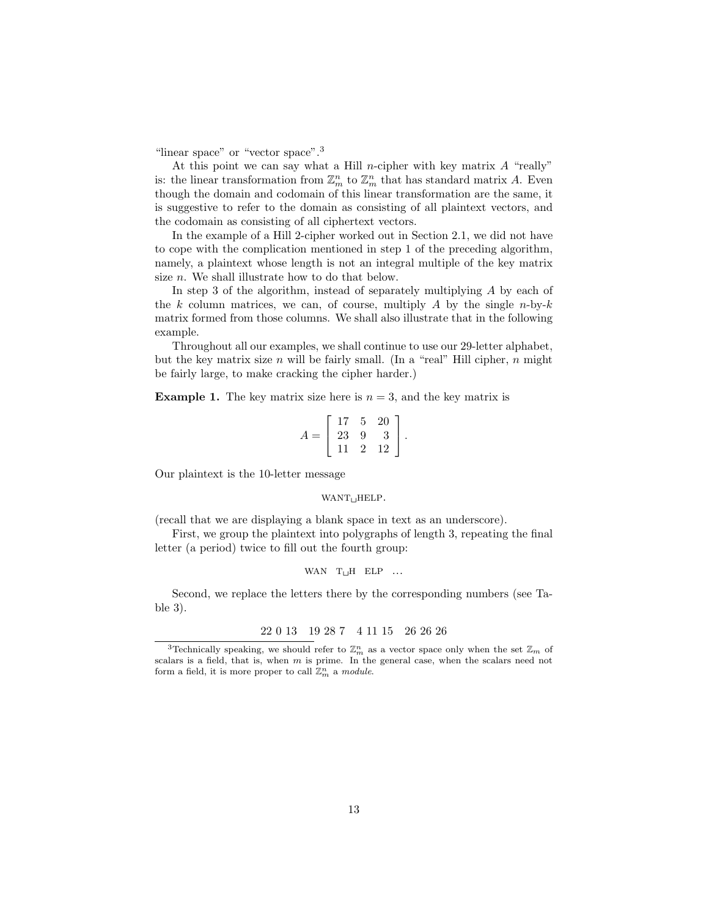"linear space" or "vector space".[3]

At this point we can say what a Hill $n$-cipher with key matrix $A$ "really" is: the linear transformation from $\mathbb{Z}_m^n$ to $\mathbb{Z}_m^n$ that has standard matrix $A$. Even though the domain and codomain of this linear transformation are the same, it is suggestive to refer to the domain as consisting of all plaintext vectors, and the codomain as consisting of all ciphertext vectors.

In the example of a Hill 2-cipher worked out in Section 2.1, we did not have to cope with the complication mentioned in step 1 of the preceding algorithm, namely, a plaintext whose length is not an integral multiple of the key matrix size $n$. We shall illustrate how to do that below.

In step 3 of the algorithm, instead of separately multiplying $A$ by each of the $k$ column matrices, we can, of course, multiply $A$ by the single $n$-by-$k$ matrix formed from those columns. We shall also illustrate that in the following example.

Throughout all our examples, we shall continue to use our 29-letter alphabet, but the key matrix size $n$ will be fairly small. (In a "real" Hill cipher, $n$ might be fairly large, to make cracking the cipher harder.)

**Example 1.** The key matrix size here is $n = 3$, and the key matrix is

$$A = \begin{bmatrix} 17 & 5 & 20 \\ 23 & 9 & 3 \\ 11 & 2 & 12 \end{bmatrix}.$$

Our plaintext is the 10-letter message

WANT␣HELP.

(recall that we are displaying a blank space in text as an underscore).

First, we group the plaintext into polygraphs of length 3, repeating the final letter (a period) twice to fill out the fourth group:

WAN   T␣H   ELP   ...

Second, we replace the letters there by the corresponding numbers (see Table 3).

22 0 13   19 28 7   4 11 15   26 26 26

[3]Technically speaking, we should refer to $\mathbb{Z}_m^n$ as a vector space only when the set $\mathbb{Z}_m$ of scalars is a field, that is, when $m$ is prime. In the general case, when the scalars need not form a field, it is more proper to call $\mathbb{Z}_m^n$ a *module*.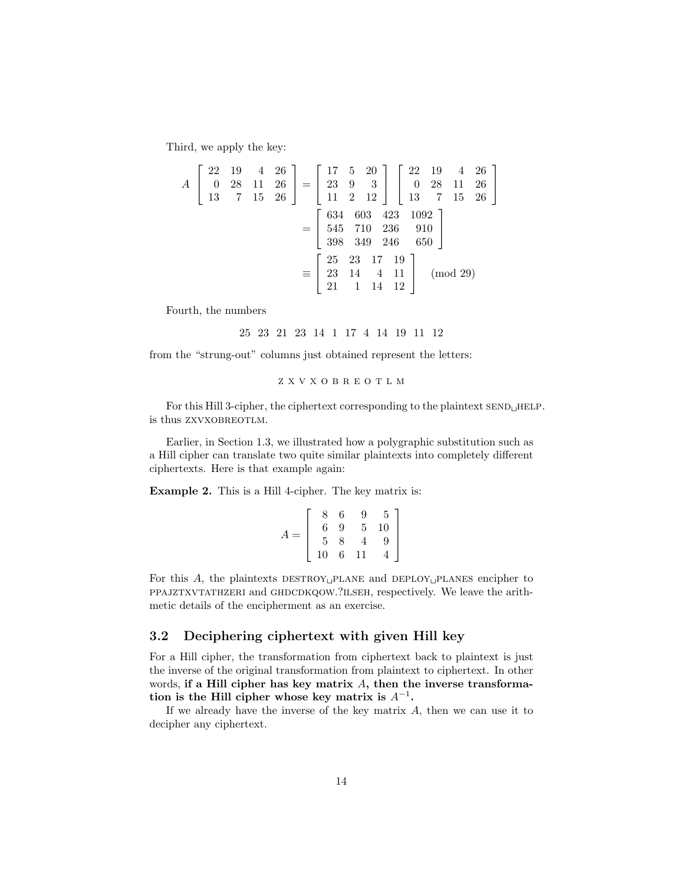Third, we apply the key:

$$
A \left[ \begin{array}{rrrr} 22 & 19 & 4 & 26 \\ 0 & 28 & 11 & 26 \\ 13 & 7 & 15 & 26 \end{array} \right] = \left[ \begin{array}{rrr} 17 & 5 & 20 \\ 23 & 9 & 3 \\ 11 & 2 & 12 \end{array} \right] \left[ \begin{array}{rrrr} 22 & 19 & 4 & 26 \\ 0 & 28 & 11 & 26 \\ 13 & 7 & 15 & 26 \end{array} \right]
$$

$$
= \left[ \begin{array}{rrrr} 634 & 603 & 423 & 1092 \\ 545 & 710 & 236 & 910 \\ 398 & 349 & 246 & 650 \end{array} \right]
$$

$$
\equiv \left[ \begin{array}{rrrr} 25 & 23 & 17 & 19 \\ 23 & 14 & 4 & 11 \\ 21 & 1 & 14 & 12 \end{array} \right] \pmod{29}
$$

Fourth, the numbers

25 23 21 23 14 1 17 4 14 19 11 12

from the "strung-out" columns just obtained represent the letters:

Z X V X O B R E O T L M

For this Hill 3-cipher, the ciphertext corresponding to the plaintext SEND␣HELP. is thus ZXVXOBREOTLM.

Earlier, in Section 1.3, we illustrated how a polygraphic substitution such as a Hill cipher can translate two quite similar plaintexts into completely different ciphertexts. Here is that example again:

**Example 2.** This is a Hill 4-cipher. The key matrix is:

$$
A = \left[ \begin{array}{rrrr} 8 & 6 & 9 & 5 \\ 6 & 9 & 5 & 10 \\ 5 & 8 & 4 & 9 \\ 10 & 6 & 11 & 4 \end{array} \right]
$$

For this $A$, the plaintexts DESTROY␣PLANE and DEPLOY␣PLANES encipher to PPAJZTXVTATHZERI and GHDCDKQOW.?ILSEH, respectively. We leave the arithmetic details of the encipherment as an exercise.

## 3.2 Deciphering ciphertext with given Hill key

For a Hill cipher, the transformation from ciphertext back to plaintext is just the inverse of the original transformation from plaintext to ciphertext. In other words, **if a Hill cipher has key matrix $A$, then the inverse transformation is the Hill cipher whose key matrix is $A^{-1}$.**

If we already have the inverse of the key matrix $A$, then we can use it to decipher any ciphertext.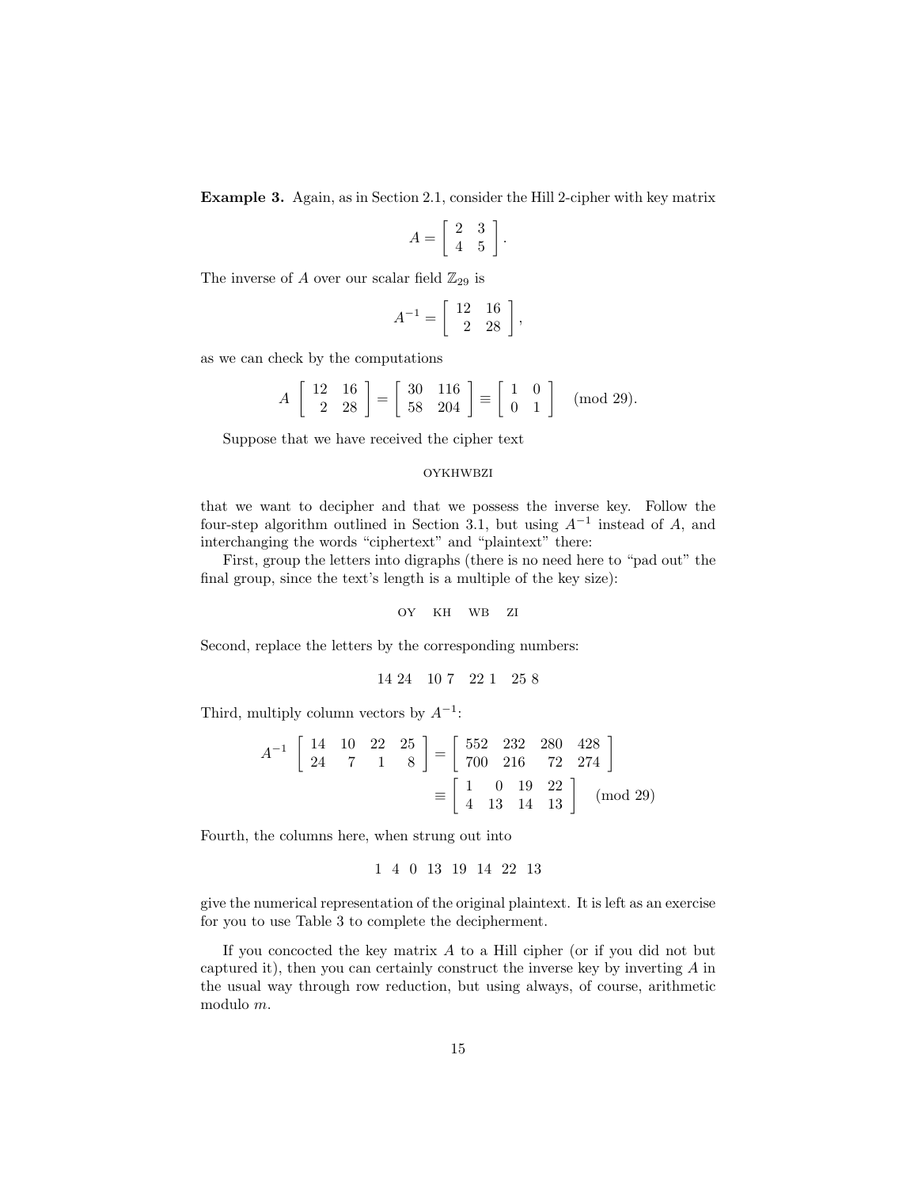**Example 3.** Again, as in Section 2.1, consider the Hill 2-cipher with key matrix

$$A = \begin{bmatrix} 2 & 3 \\ 4 & 5 \end{bmatrix}.$$

The inverse of $A$ over our scalar field $\mathbb{Z}_{29}$ is

$$A^{-1} = \begin{bmatrix} 12 & 16 \\ 2 & 28 \end{bmatrix},$$

as we can check by the computations

$$A \begin{bmatrix} 12 & 16 \\ 2 & 28 \end{bmatrix} = \begin{bmatrix} 30 & 116 \\ 58 & 204 \end{bmatrix} \equiv \begin{bmatrix} 1 & 0 \\ 0 & 1 \end{bmatrix} \pmod{29}.$$

Suppose that we have received the cipher text

OYKHWBZI

that we want to decipher and that we possess the inverse key. Follow the four-step algorithm outlined in Section 3.1, but using $A^{-1}$ instead of $A$, and interchanging the words "ciphertext" and "plaintext" there:

First, group the letters into digraphs (there is no need here to "pad out" the final group, since the text's length is a multiple of the key size):

OY KH WB ZI

Second, replace the letters by the corresponding numbers:

14 24 10 7 22 1 25 8

Third, multiply column vectors by $A^{-1}$:

$$A^{-1} \begin{bmatrix} 14 & 10 & 22 & 25 \\ 24 & 7 & 1 & 8 \end{bmatrix} = \begin{bmatrix} 552 & 232 & 280 & 428 \\ 700 & 216 & 72 & 274 \end{bmatrix}$$
$$\equiv \begin{bmatrix} 1 & 0 & 19 & 22 \\ 4 & 13 & 14 & 13 \end{bmatrix} \pmod{29}$$

Fourth, the columns here, when strung out into

1 4 0 13 19 14 22 13

give the numerical representation of the original plaintext. It is left as an exercise for you to use Table 3 to complete the decipherment.

If you concocted the key matrix $A$ to a Hill cipher (or if you did not but captured it), then you can certainly construct the inverse key by inverting $A$ in the usual way through row reduction, but using always, of course, arithmetic modulo $m$.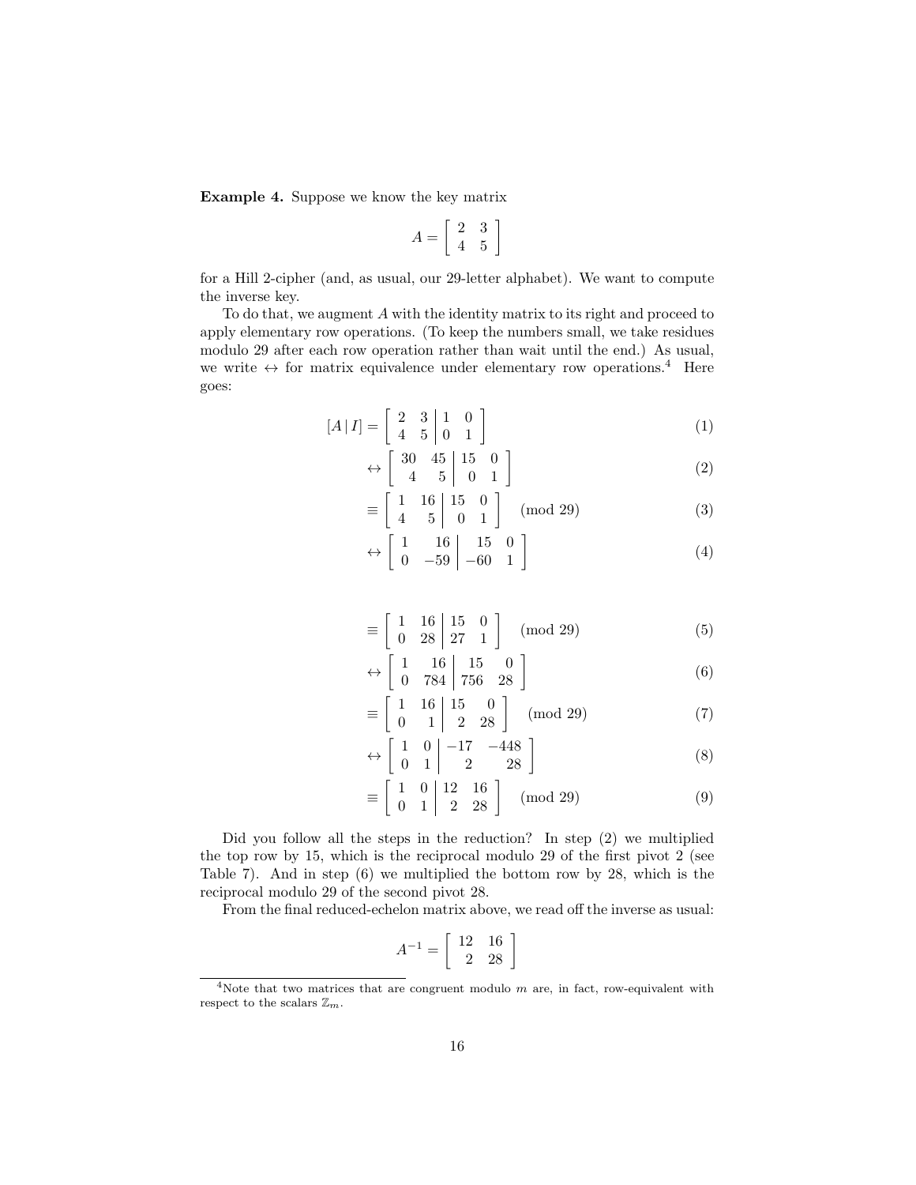**Example 4.** Suppose we know the key matrix

$$A = \begin{bmatrix} 2 & 3 \\ 4 & 5 \end{bmatrix}$$

for a Hill 2-cipher (and, as usual, our 29-letter alphabet). We want to compute the inverse key.

To do that, we augment $A$ with the identity matrix to its right and proceed to apply elementary row operations. (To keep the numbers small, we take residues modulo 29 after each row operation rather than wait until the end.) As usual, we write $\leftrightarrow$ for matrix equivalence under elementary row operations.[4] Here goes:

$$[A \,|\, I] = \left[\begin{array}{cc|cc} 2 & 3 & 1 & 0 \\ 4 & 5 & 0 & 1 \end{array}\right] \tag{1}$$

$$\leftrightarrow \left[\begin{array}{cc|cc} 30 & 45 & 15 & 0 \\ 4 & 5 & 0 & 1 \end{array}\right] \tag{2}$$

$$\equiv \left[\begin{array}{cc|cc} 1 & 16 & 15 & 0 \\ 4 & 5 & 0 & 1 \end{array}\right] \pmod{29} \tag{3}$$

$$\leftrightarrow \left[\begin{array}{cc|cc} 1 & 16 & 15 & 0 \\ 0 & -59 & -60 & 1 \end{array}\right] \tag{4}$$

$$\equiv \left[\begin{array}{cc|cc} 1 & 16 & 15 & 0 \\ 0 & 28 & 27 & 1 \end{array}\right] \pmod{29} \tag{5}$$

$$\leftrightarrow \left[\begin{array}{cc|cc} 1 & 16 & 15 & 0 \\ 0 & 784 & 756 & 28 \end{array}\right] \tag{6}$$

$$\equiv \left[\begin{array}{cc|cc} 1 & 16 & 15 & 0 \\ 0 & 1 & 2 & 28 \end{array}\right] \pmod{29} \tag{7}$$

$$\leftrightarrow \left[\begin{array}{cc|cc} 1 & 0 & -17 & -448 \\ 0 & 1 & 2 & 28 \end{array}\right] \tag{8}$$

$$\equiv \left[\begin{array}{cc|cc} 1 & 0 & 12 & 16 \\ 0 & 1 & 2 & 28 \end{array}\right] \pmod{29} \tag{9}$$

Did you follow all the steps in the reduction? In step (2) we multiplied the top row by 15, which is the reciprocal modulo 29 of the first pivot 2 (see Table 7). And in step (6) we multiplied the bottom row by 28, which is the reciprocal modulo 29 of the second pivot 28.

From the final reduced-echelon matrix above, we read off the inverse as usual:

$$A^{-1} = \begin{bmatrix} 12 & 16 \\ 2 & 28 \end{bmatrix}$$

[4] Note that two matrices that are congruent modulo $m$ are, in fact, row-equivalent with respect to the scalars $\mathbb{Z}_m$.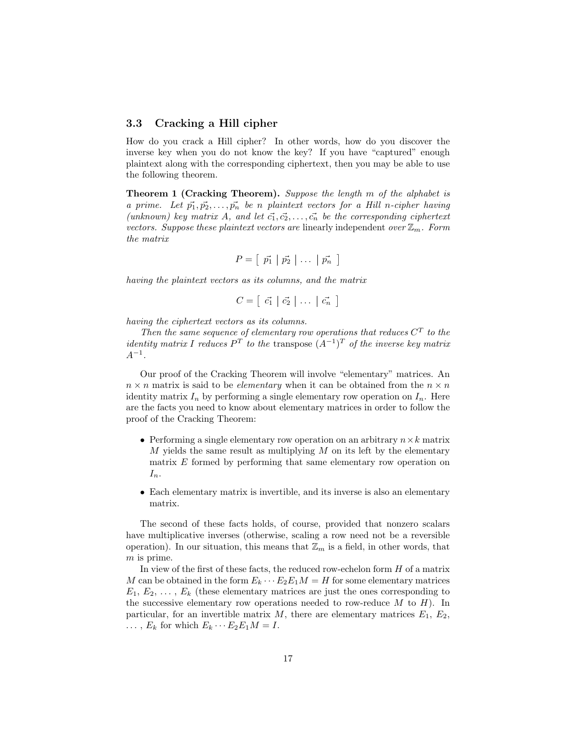### 3.3 Cracking a Hill cipher

How do you crack a Hill cipher? In other words, how do you discover the inverse key when you do not know the key? If you have "captured" enough plaintext along with the corresponding ciphertext, then you may be able to use the following theorem.

**Theorem 1 (Cracking Theorem).** *Suppose the length $m$ of the alphabet is a prime. Let $\vec{p_1}, \vec{p_2}, \ldots, \vec{p_n}$ be $n$ plaintext vectors for a Hill $n$-cipher having (unknown) key matrix $A$, and let $\vec{c_1}, \vec{c_2}, \ldots, \vec{c_n}$ be the corresponding ciphertext vectors. Suppose these plaintext vectors are* linearly independent *over $\mathbb{Z}_m$. Form the matrix*

$$P = \left[\ \vec{p_1} \mid \vec{p_2} \mid \ldots \mid \vec{p_n}\ \right]$$

*having the plaintext vectors as its columns, and the matrix*

$$C = \left[\ \vec{c_1} \mid \vec{c_2} \mid \ldots \mid \vec{c_n}\ \right]$$

*having the ciphertext vectors as its columns.*

*Then the same sequence of elementary row operations that reduces $C^T$ to the identity matrix $I$ reduces $P^T$ to the* transpose *$(A^{-1})^T$ of the inverse key matrix $A^{-1}$.*

Our proof of the Cracking Theorem will involve "elementary" matrices. An $n \times n$ matrix is said to be *elementary* when it can be obtained from the $n \times n$ identity matrix $I_n$ by performing a single elementary row operation on $I_n$. Here are the facts you need to know about elementary matrices in order to follow the proof of the Cracking Theorem:

- Performing a single elementary row operation on an arbitrary $n \times k$ matrix $M$ yields the same result as multiplying $M$ on its left by the elementary matrix $E$ formed by performing that same elementary row operation on $I_n$.
- Each elementary matrix is invertible, and its inverse is also an elementary matrix.

The second of these facts holds, of course, provided that nonzero scalars have multiplicative inverses (otherwise, scaling a row need not be a reversible operation). In our situation, this means that $\mathbb{Z}_m$ is a field, in other words, that $m$ is prime.

In view of the first of these facts, the reduced row-echelon form $H$ of a matrix $M$ can be obtained in the form $E_k \cdots E_2 E_1 M = H$ for some elementary matrices $E_1$, $E_2$, ... , $E_k$ (these elementary matrices are just the ones corresponding to the successive elementary row operations needed to row-reduce $M$ to $H$). In particular, for an invertible matrix $M$, there are elementary matrices $E_1$, $E_2$, ... , $E_k$ for which $E_k \cdots E_2 E_1 M = I$.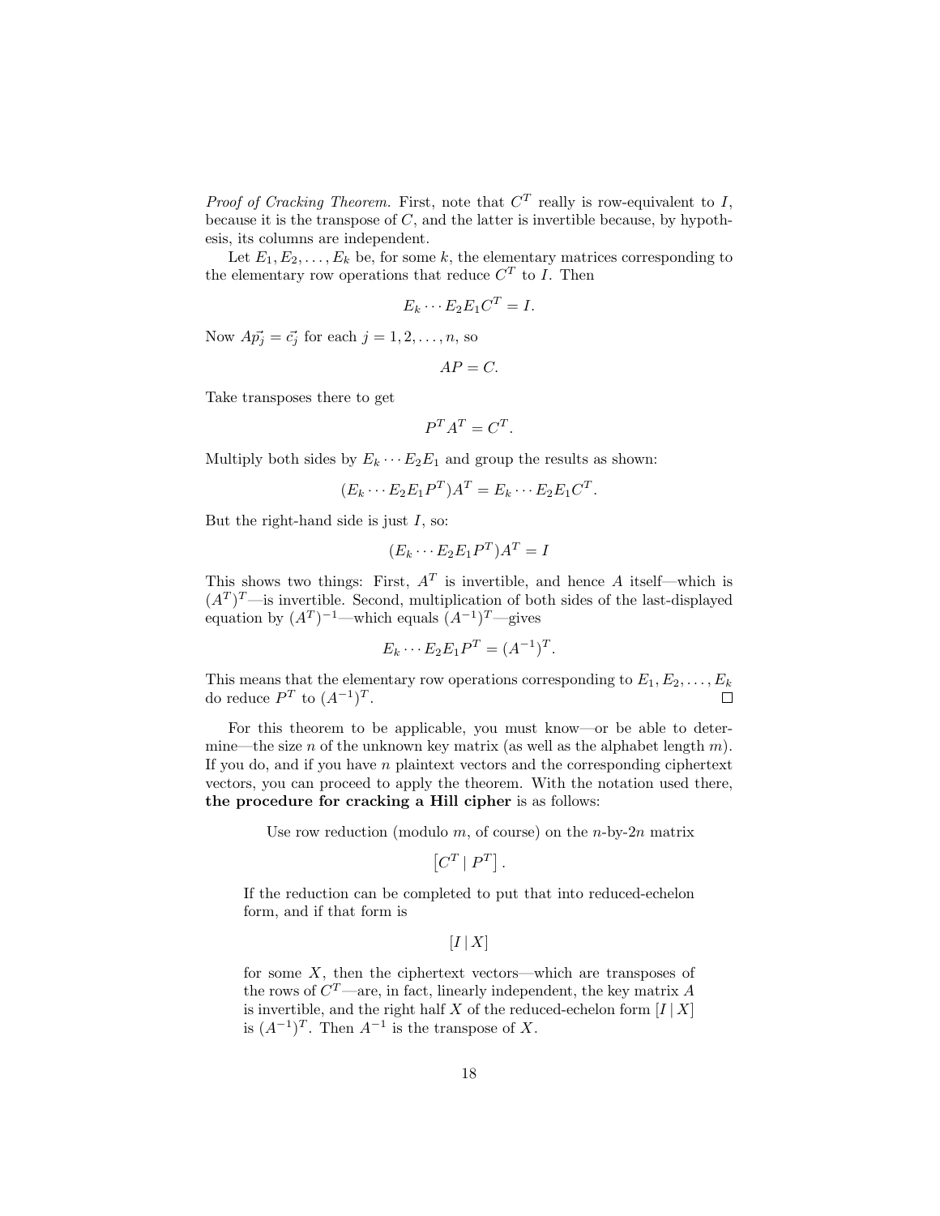*Proof of Cracking Theorem.* First, note that $C^T$ really is row-equivalent to $I$, because it is the transpose of $C$, and the latter is invertible because, by hypothesis, its columns are independent.

Let $E_1, E_2, \ldots, E_k$ be, for some $k$, the elementary matrices corresponding to the elementary row operations that reduce $C^T$ to $I$. Then

$$E_k \cdots E_2 E_1 C^T = I.$$

Now $A\vec{p_j} = \vec{c_j}$ for each $j = 1, 2, \ldots, n$, so

$$AP = C.$$

Take transposes there to get

$$P^T A^T = C^T.$$

Multiply both sides by $E_k \cdots E_2 E_1$ and group the results as shown:

$$(E_k \cdots E_2 E_1 P^T) A^T = E_k \cdots E_2 E_1 C^T.$$

But the right-hand side is just $I$, so:

$$(E_k \cdots E_2 E_1 P^T) A^T = I$$

This shows two things: First, $A^T$ is invertible, and hence $A$ itself—which is $(A^T)^T$—is invertible. Second, multiplication of both sides of the last-displayed equation by $(A^T)^{-1}$—which equals $(A^{-1})^T$—gives

$$E_k \cdots E_2 E_1 P^T = (A^{-1})^T.$$

This means that the elementary row operations corresponding to $E_1, E_2, \ldots, E_k$ do reduce $P^T$ to $(A^{-1})^T$. $\square$

For this theorem to be applicable, you must know—or be able to determine—the size $n$ of the unknown key matrix (as well as the alphabet length $m$). If you do, and if you have $n$ plaintext vectors and the corresponding ciphertext vectors, you can proceed to apply the theorem. With the notation used there, **the procedure for cracking a Hill cipher** is as follows:

> Use row reduction (modulo $m$, of course) on the $n$-by-$2n$ matrix
>
> $$\left[C^T \mid P^T\right].$$
>
> If the reduction can be completed to put that into reduced-echelon form, and if that form is
>
> $$[I \mid X]$$
>
> for some $X$, then the ciphertext vectors—which are transposes of the rows of $C^T$—are, in fact, linearly independent, the key matrix $A$ is invertible, and the right half $X$ of the reduced-echelon form $[I \mid X]$ is $(A^{-1})^T$. Then $A^{-1}$ is the transpose of $X$.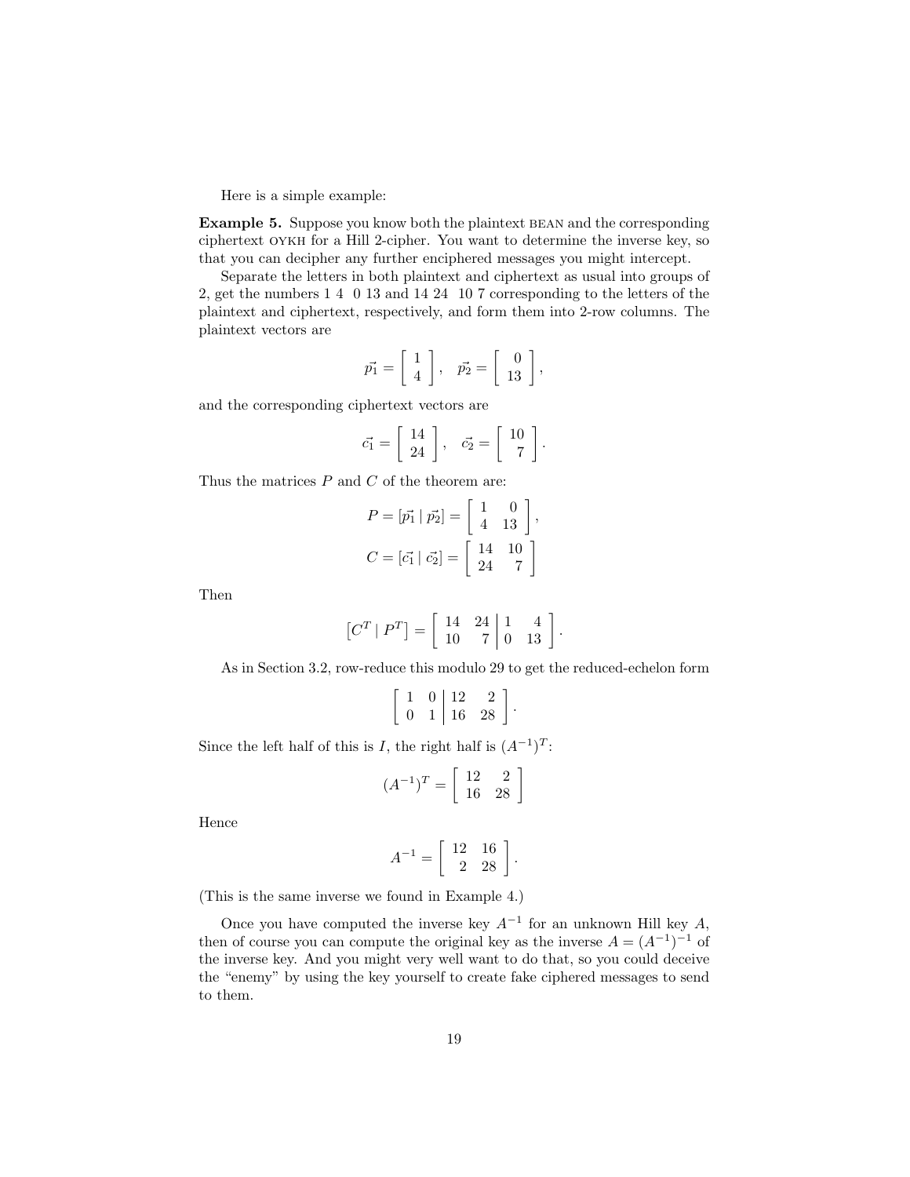Here is a simple example:

**Example 5.** Suppose you know both the plaintext BEAN and the corresponding ciphertext OYKH for a Hill 2-cipher. You want to determine the inverse key, so that you can decipher any further enciphered messages you might intercept.

Separate the letters in both plaintext and ciphertext as usual into groups of 2, get the numbers 1 4  0 13 and 14 24  10 7 corresponding to the letters of the plaintext and ciphertext, respectively, and form them into 2-row columns. The plaintext vectors are

$$\vec{p_1} = \begin{bmatrix} 1 \\ 4 \end{bmatrix}, \quad \vec{p_2} = \begin{bmatrix} 0 \\ 13 \end{bmatrix},$$

and the corresponding ciphertext vectors are

$$\vec{c_1} = \begin{bmatrix} 14 \\ 24 \end{bmatrix}, \quad \vec{c_2} = \begin{bmatrix} 10 \\ 7 \end{bmatrix}.$$

Thus the matrices $P$ and $C$ of the theorem are:

$$P = [\vec{p_1} \mid \vec{p_2}] = \begin{bmatrix} 1 & 0 \\ 4 & 13 \end{bmatrix},$$

$$C = [\vec{c_1} \mid \vec{c_2}] = \begin{bmatrix} 14 & 10 \\ 24 & 7 \end{bmatrix}$$

Then

$$\begin{bmatrix} C^T \mid P^T \end{bmatrix} = \left[\begin{array}{cc|cc} 14 & 24 & 1 & 4 \\ 10 & 7 & 0 & 13 \end{array}\right].$$

As in Section 3.2, row-reduce this modulo 29 to get the reduced-echelon form

$$\left[\begin{array}{cc|cc} 1 & 0 & 12 & 2 \\ 0 & 1 & 16 & 28 \end{array}\right].$$

Since the left half of this is $I$, the right half is $(A^{-1})^T$:

$$(A^{-1})^T = \begin{bmatrix} 12 & 2 \\ 16 & 28 \end{bmatrix}$$

Hence

$$A^{-1} = \begin{bmatrix} 12 & 16 \\ 2 & 28 \end{bmatrix}.$$

(This is the same inverse we found in Example 4.)

Once you have computed the inverse key $A^{-1}$ for an unknown Hill key $A$, then of course you can compute the original key as the inverse $A = (A^{-1})^{-1}$ of the inverse key. And you might very well want to do that, so you could deceive the "enemy" by using the key yourself to create fake ciphered messages to send to them.